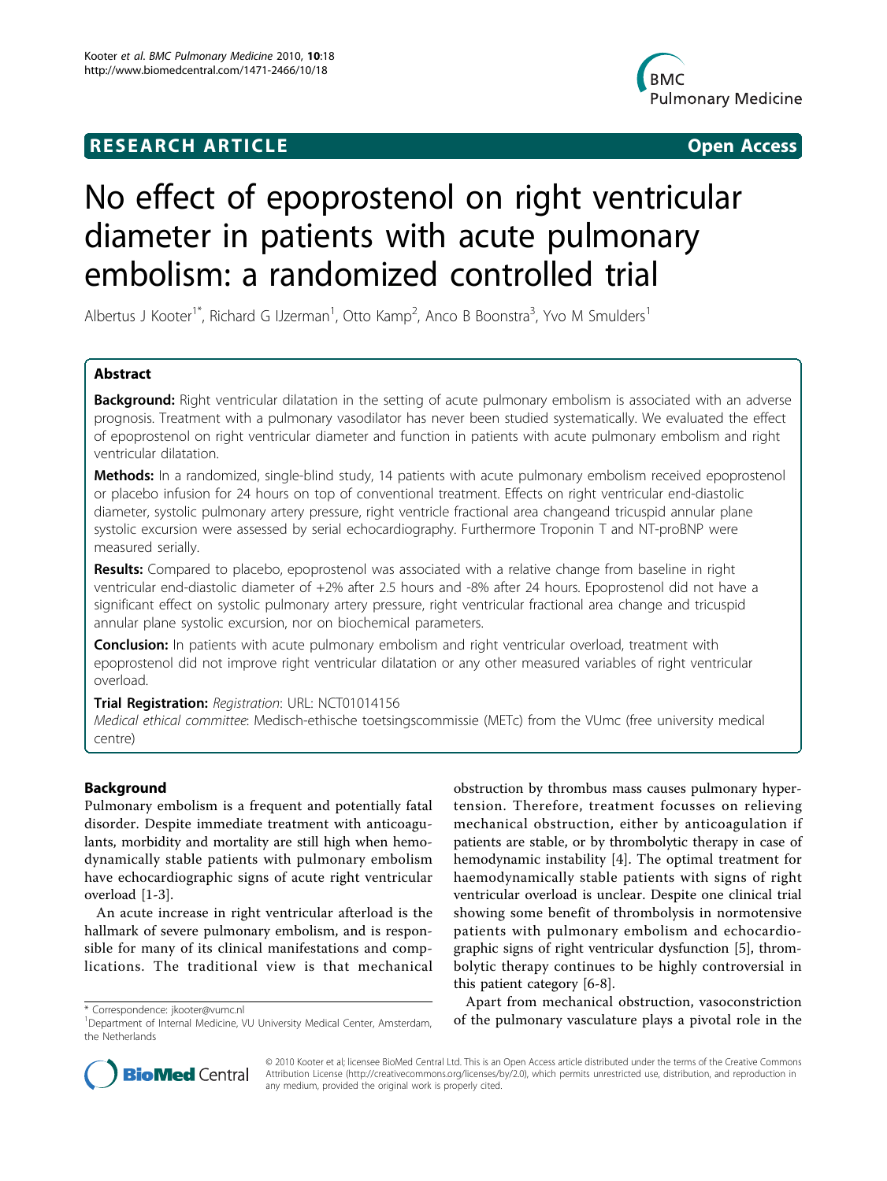# RESEARCH ARTICLE

Open Access

# No effect of epoprostenol on right ventricular diameter in patients with acute pulmonary embolism: a randomized controlled trial

Albertus J Kooter[1*], Richard G IJzerman[1], Otto Kamp[2], Anco B Boonstra[3], Yvo M Smulders[1]

## Abstract

**Background:** Right ventricular dilatation in the setting of acute pulmonary embolism is associated with an adverse prognosis. Treatment with a pulmonary vasodilator has never been studied systematically. We evaluated the effect of epoprostenol on right ventricular diameter and function in patients with acute pulmonary embolism and right ventricular dilatation.

**Methods:** In a randomized, single-blind study, 14 patients with acute pulmonary embolism received epoprostenol or placebo infusion for 24 hours on top of conventional treatment. Effects on right ventricular end-diastolic diameter, systolic pulmonary artery pressure, right ventricle fractional area changeand tricuspid annular plane systolic excursion were assessed by serial echocardiography. Furthermore Troponin T and NT-proBNP were measured serially.

**Results:** Compared to placebo, epoprostenol was associated with a relative change from baseline in right ventricular end-diastolic diameter of +2% after 2.5 hours and -8% after 24 hours. Epoprostenol did not have a significant effect on systolic pulmonary artery pressure, right ventricular fractional area change and tricuspid annular plane systolic excursion, nor on biochemical parameters.

**Conclusion:** In patients with acute pulmonary embolism and right ventricular overload, treatment with epoprostenol did not improve right ventricular dilatation or any other measured variables of right ventricular overload.

**Trial Registration:** *Registration*: URL: NCT01014156

*Medical ethical committee*: Medisch-ethische toetsingscommissie (METc) from the VUmc (free university medical centre)

## Background

Pulmonary embolism is a frequent and potentially fatal disorder. Despite immediate treatment with anticoagulants, morbidity and mortality are still high when hemodynamically stable patients with pulmonary embolism have echocardiographic signs of acute right ventricular overload [1-3].

An acute increase in right ventricular afterload is the hallmark of severe pulmonary embolism, and is responsible for many of its clinical manifestations and complications. The traditional view is that mechanical obstruction by thrombus mass causes pulmonary hypertension. Therefore, treatment focusses on relieving mechanical obstruction, either by anticoagulation if patients are stable, or by thrombolytic therapy in case of hemodynamic instability [4]. The optimal treatment for haemodynamically stable patients with signs of right ventricular overload is unclear. Despite one clinical trial showing some benefit of thrombolysis in normotensive patients with pulmonary embolism and echocardiographic signs of right ventricular dysfunction [5], thrombolytic therapy continues to be highly controversial in this patient category [6-8].

Apart from mechanical obstruction, vasoconstriction of the pulmonary vasculature plays a pivotal role in the

\* Correspondence: jkooter@vumc.nl

[1]Department of Internal Medicine, VU University Medical Center, Amsterdam, the Netherlands

© 2010 Kooter et al; licensee BioMed Central Ltd. This is an Open Access article distributed under the terms of the Creative Commons Attribution License (http://creativecommons.org/licenses/by/2.0), which permits unrestricted use, distribution, and reproduction in any medium, provided the original work is properly cited.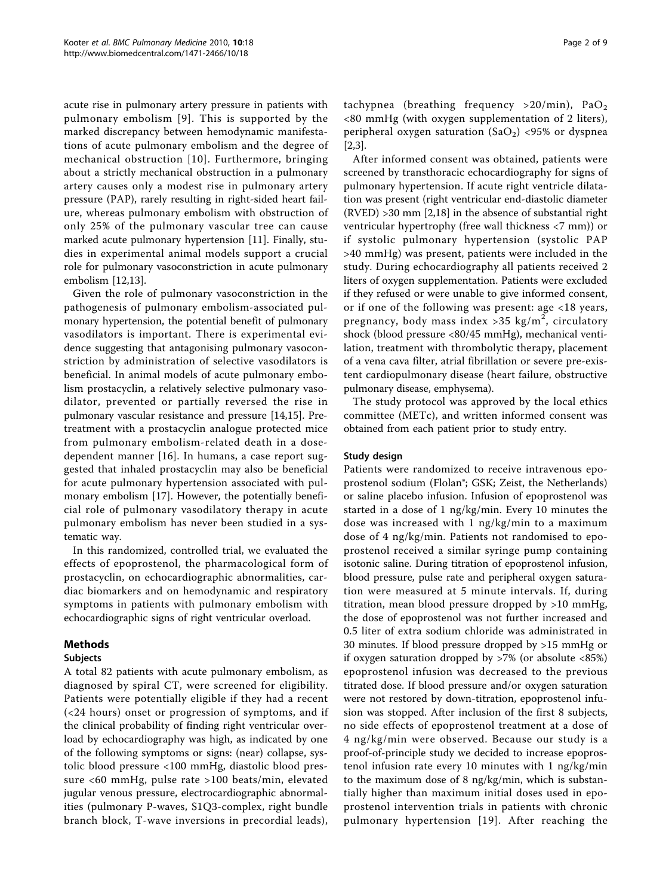acute rise in pulmonary artery pressure in patients with pulmonary embolism [9]. This is supported by the marked discrepancy between hemodynamic manifestations of acute pulmonary embolism and the degree of mechanical obstruction [10]. Furthermore, bringing about a strictly mechanical obstruction in a pulmonary artery causes only a modest rise in pulmonary artery pressure (PAP), rarely resulting in right-sided heart failure, whereas pulmonary embolism with obstruction of only 25% of the pulmonary vascular tree can cause marked acute pulmonary hypertension [11]. Finally, studies in experimental animal models support a crucial role for pulmonary vasoconstriction in acute pulmonary embolism [12,13].

Given the role of pulmonary vasoconstriction in the pathogenesis of pulmonary embolism-associated pulmonary hypertension, the potential benefit of pulmonary vasodilators is important. There is experimental evidence suggesting that antagonising pulmonary vasoconstriction by administration of selective vasodilators is beneficial. In animal models of acute pulmonary embolism prostacyclin, a relatively selective pulmonary vasodilator, prevented or partially reversed the rise in pulmonary vascular resistance and pressure [14,15]. Pretreatment with a prostacyclin analogue protected mice from pulmonary embolism-related death in a dose-dependent manner [16]. In humans, a case report suggested that inhaled prostacyclin may also be beneficial for acute pulmonary hypertension associated with pulmonary embolism [17]. However, the potentially beneficial role of pulmonary vasodilatory therapy in acute pulmonary embolism has never been studied in a systematic way.

In this randomized, controlled trial, we evaluated the effects of epoprostenol, the pharmacological form of prostacyclin, on echocardiographic abnormalities, cardiac biomarkers and on hemodynamic and respiratory symptoms in patients with pulmonary embolism with echocardiographic signs of right ventricular overload.

## Methods

### Subjects

A total 82 patients with acute pulmonary embolism, as diagnosed by spiral CT, were screened for eligibility. Patients were potentially eligible if they had a recent (<24 hours) onset or progression of symptoms, and if the clinical probability of finding right ventricular overload by echocardiography was high, as indicated by one of the following symptoms or signs: (near) collapse, systolic blood pressure <100 mmHg, diastolic blood pressure <60 mmHg, pulse rate >100 beats/min, elevated jugular venous pressure, electrocardiographic abnormalities (pulmonary P-waves, S1Q3-complex, right bundle branch block, T-wave inversions in precordial leads), tachypnea (breathing frequency >20/min), $PaO_2$ <80 mmHg (with oxygen supplementation of 2 liters), peripheral oxygen saturation ($SaO_2$) <95% or dyspnea [2,3].

After informed consent was obtained, patients were screened by transthoracic echocardiography for signs of pulmonary hypertension. If acute right ventricle dilatation was present (right ventricular end-diastolic diameter (RVED) >30 mm [2,18] in the absence of substantial right ventricular hypertrophy (free wall thickness <7 mm)) or if systolic pulmonary hypertension (systolic PAP >40 mmHg) was present, patients were included in the study. During echocardiography all patients received 2 liters of oxygen supplementation. Patients were excluded if they refused or were unable to give informed consent, or if one of the following was present: age <18 years, pregnancy, body mass index >35 kg/m$^2$, circulatory shock (blood pressure <80/45 mmHg), mechanical ventilation, treatment with thrombolytic therapy, placement of a vena cava filter, atrial fibrillation or severe pre-existent cardiopulmonary disease (heart failure, obstructive pulmonary disease, emphysema).

The study protocol was approved by the local ethics committee (METc), and written informed consent was obtained from each patient prior to study entry.

### Study design

Patients were randomized to receive intravenous epoprostenol sodium (Flolan®; GSK; Zeist, the Netherlands) or saline placebo infusion. Infusion of epoprostenol was started in a dose of 1 ng/kg/min. Every 10 minutes the dose was increased with 1 ng/kg/min to a maximum dose of 4 ng/kg/min. Patients not randomised to epoprostenol received a similar syringe pump containing isotonic saline. During titration of epoprostenol infusion, blood pressure, pulse rate and peripheral oxygen saturation were measured at 5 minute intervals. If, during titration, mean blood pressure dropped by >10 mmHg, the dose of epoprostenol was not further increased and 0.5 liter of extra sodium chloride was administrated in 30 minutes. If blood pressure dropped by >15 mmHg or if oxygen saturation dropped by >7% (or absolute <85%) epoprostenol infusion was decreased to the previous titrated dose. If blood pressure and/or oxygen saturation were not restored by down-titration, epoprostenol infusion was stopped. After inclusion of the first 8 subjects, no side effects of epoprostenol treatment at a dose of 4 ng/kg/min were observed. Because our study is a proof-of-principle study we decided to increase epoprostenol infusion rate every 10 minutes with 1 ng/kg/min to the maximum dose of 8 ng/kg/min, which is substantially higher than maximum initial doses used in epoprostenol intervention trials in patients with chronic pulmonary hypertension [19]. After reaching the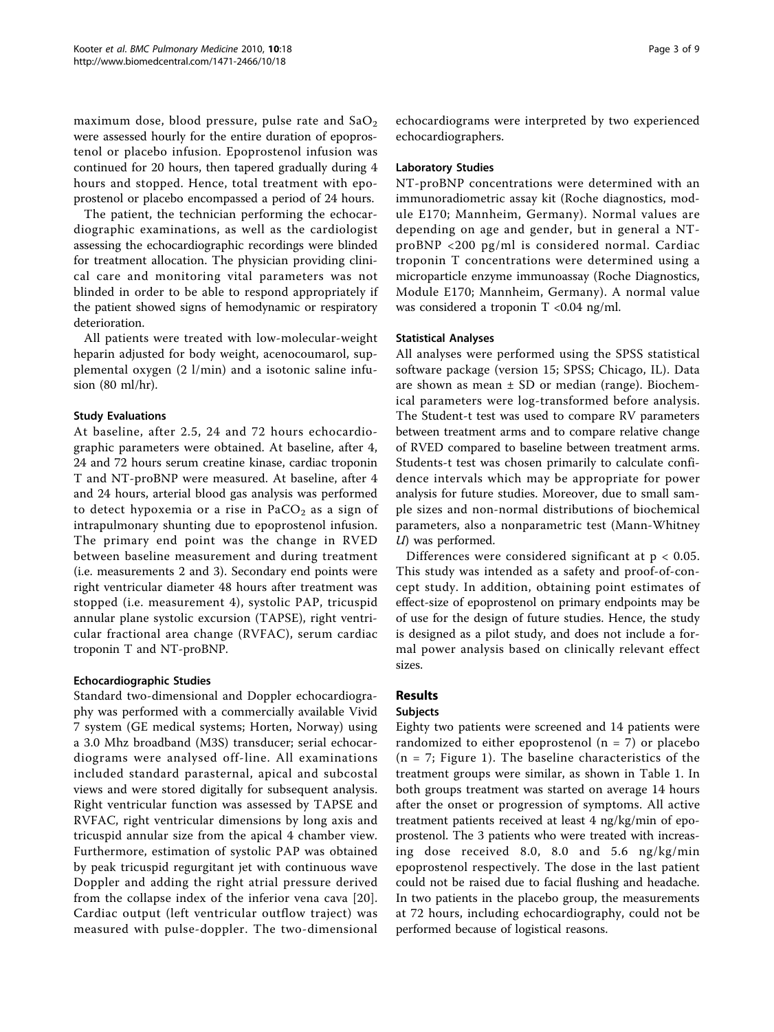maximum dose, blood pressure, pulse rate and $SaO_2$ were assessed hourly for the entire duration of epoprostenol or placebo infusion. Epoprostenol infusion was continued for 20 hours, then tapered gradually during 4 hours and stopped. Hence, total treatment with epoprostenol or placebo encompassed a period of 24 hours.

The patient, the technician performing the echocardiographic examinations, as well as the cardiologist assessing the echocardiographic recordings were blinded for treatment allocation. The physician providing clinical care and monitoring vital parameters was not blinded in order to be able to respond appropriately if the patient showed signs of hemodynamic or respiratory deterioration.

All patients were treated with low-molecular-weight heparin adjusted for body weight, acenocoumarol, supplemental oxygen (2 l/min) and a isotonic saline infusion (80 ml/hr).

### Study Evaluations

At baseline, after 2.5, 24 and 72 hours echocardiographic parameters were obtained. At baseline, after 4, 24 and 72 hours serum creatine kinase, cardiac troponin T and NT-proBNP were measured. At baseline, after 4 and 24 hours, arterial blood gas analysis was performed to detect hypoxemia or a rise in $PaCO_2$ as a sign of intrapulmonary shunting due to epoprostenol infusion. The primary end point was the change in RVED between baseline measurement and during treatment (i.e. measurements 2 and 3). Secondary end points were right ventricular diameter 48 hours after treatment was stopped (i.e. measurement 4), systolic PAP, tricuspid annular plane systolic excursion (TAPSE), right ventricular fractional area change (RVFAC), serum cardiac troponin T and NT-proBNP.

### Echocardiographic Studies

Standard two-dimensional and Doppler echocardiography was performed with a commercially available Vivid 7 system (GE medical systems; Horten, Norway) using a 3.0 Mhz broadband (M3S) transducer; serial echocardiograms were analysed off-line. All examinations included standard parasternal, apical and subcostal views and were stored digitally for subsequent analysis. Right ventricular function was assessed by TAPSE and RVFAC, right ventricular dimensions by long axis and tricuspid annular size from the apical 4 chamber view. Furthermore, estimation of systolic PAP was obtained by peak tricuspid regurgitant jet with continuous wave Doppler and adding the right atrial pressure derived from the collapse index of the inferior vena cava [20]. Cardiac output (left ventricular outflow traject) was measured with pulse-doppler. The two-dimensional echocardiograms were interpreted by two experienced echocardiographers.

### Laboratory Studies

NT-proBNP concentrations were determined with an immunoradiometric assay kit (Roche diagnostics, module E170; Mannheim, Germany). Normal values are depending on age and gender, but in general a NT-proBNP <200 pg/ml is considered normal. Cardiac troponin T concentrations were determined using a microparticle enzyme immunoassay (Roche Diagnostics, Module E170; Mannheim, Germany). A normal value was considered a troponin T <0.04 ng/ml.

### Statistical Analyses

All analyses were performed using the SPSS statistical software package (version 15; SPSS; Chicago, IL). Data are shown as mean ± SD or median (range). Biochemical parameters were log-transformed before analysis. The Student-t test was used to compare RV parameters between treatment arms and to compare relative change of RVED compared to baseline between treatment arms. Students-t test was chosen primarily to calculate confidence intervals which may be appropriate for power analysis for future studies. Moreover, due to small sample sizes and non-normal distributions of biochemical parameters, also a nonparametric test (Mann-Whitney *U*) was performed.

Differences were considered significant at $p < 0.05$. This study was intended as a safety and proof-of-concept study. In addition, obtaining point estimates of effect-size of epoprostenol on primary endpoints may be of use for the design of future studies. Hence, the study is designed as a pilot study, and does not include a formal power analysis based on clinically relevant effect sizes.

## Results

### Subjects

Eighty two patients were screened and 14 patients were randomized to either epoprostenol (n = 7) or placebo (n = 7; Figure 1). The baseline characteristics of the treatment groups were similar, as shown in Table 1. In both groups treatment was started on average 14 hours after the onset or progression of symptoms. All active treatment patients received at least 4 ng/kg/min of epoprostenol. The 3 patients who were treated with increasing dose received 8.0, 8.0 and 5.6 ng/kg/min epoprostenol respectively. The dose in the last patient could not be raised due to facial flushing and headache. In two patients in the placebo group, the measurements at 72 hours, including echocardiography, could not be performed because of logistical reasons.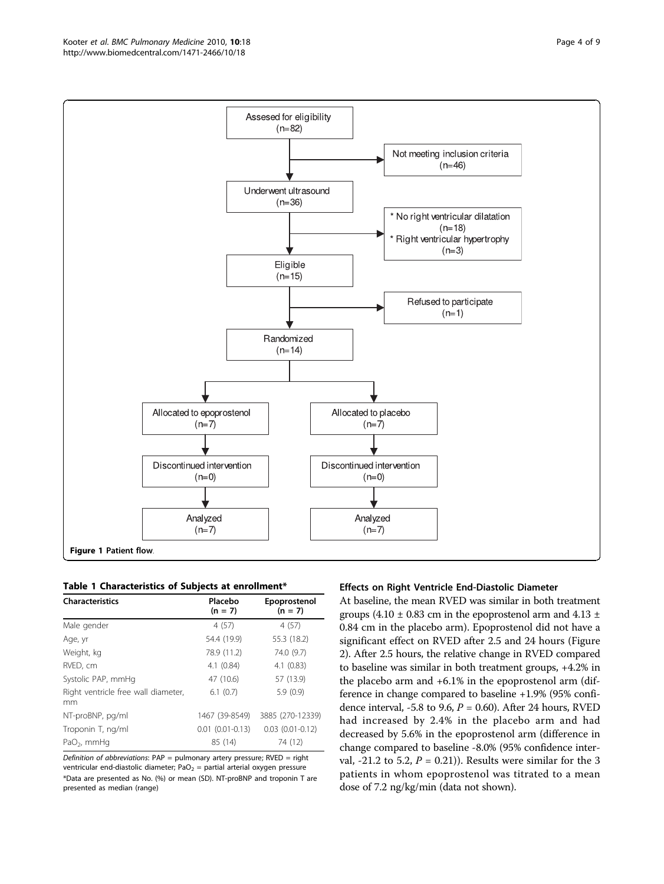Assesed for eligibility (n=82)

Not meeting inclusion criteria (n=46)

Underwent ultrasound (n=36)

* No right ventricular dilatation (n=18)
* Right ventricular hypertrophy (n=3)

Eligible (n=15)

Refused to participate (n=1)

Randomized (n=14)

| Epoprostenol arm | Placebo arm |
| --- | --- |
| Allocated to epoprostenol (n=7) | Allocated to placebo (n=7) |
| Discontinued intervention (n=0) | Discontinued intervention (n=0) |
| Analyzed (n=7) | Analyzed (n=7) |

**Figure 1 Patient flow**.

**Table 1 Characteristics of Subjects at enrollment***

| Characteristics | Placebo (n = 7) | Epoprostenol (n = 7) |
| --- | --- | --- |
| Male gender | 4 (57) | 4 (57) |
| Age, yr | 54.4 (19.9) | 55.3 (18.2) |
| Weight, kg | 78.9 (11.2) | 74.0 (9.7) |
| RVED, cm | 4.1 (0.84) | 4.1 (0.83) |
| Systolic PAP, mmHg | 47 (10.6) | 57 (13.9) |
| Right ventricle free wall diameter, mm | 6.1 (0.7) | 5.9 (0.9) |
| NT-proBNP, pg/ml | 1467 (39-8549) | 3885 (270-12339) |
| Troponin T, ng/ml | 0.01 (0.01-0.13) | 0.03 (0.01-0.12) |
| $PaO_2$, mmHg | 85 (14) | 74 (12) |

*Definition of abbreviations*: PAP = pulmonary artery pressure; RVED = right ventricular end-diastolic diameter; $PaO_2$ = partial arterial oxygen pressure

*Data are presented as No. (%) or mean (SD). NT-proBNP and troponin T are presented as median (range)

### Effects on Right Ventricle End-Diastolic Diameter

At baseline, the mean RVED was similar in both treatment groups (4.10 ± 0.83 cm in the epoprostenol arm and 4.13 ± 0.84 cm in the placebo arm). Epoprostenol did not have a significant effect on RVED after 2.5 and 24 hours (Figure 2). After 2.5 hours, the relative change in RVED compared to baseline was similar in both treatment groups, +4.2% in the placebo arm and +6.1% in the epoprostenol arm (difference in change compared to baseline +1.9% (95% confidence interval, -5.8 to 9.6, $P = 0.60$). After 24 hours, RVED had increased by 2.4% in the placebo arm and had decreased by 5.6% in the epoprostenol arm (difference in change compared to baseline -8.0% (95% confidence interval, -21.2 to 5.2, $P = 0.21$)). Results were similar for the 3 patients in whom epoprostenol was titrated to a mean dose of 7.2 ng/kg/min (data not shown).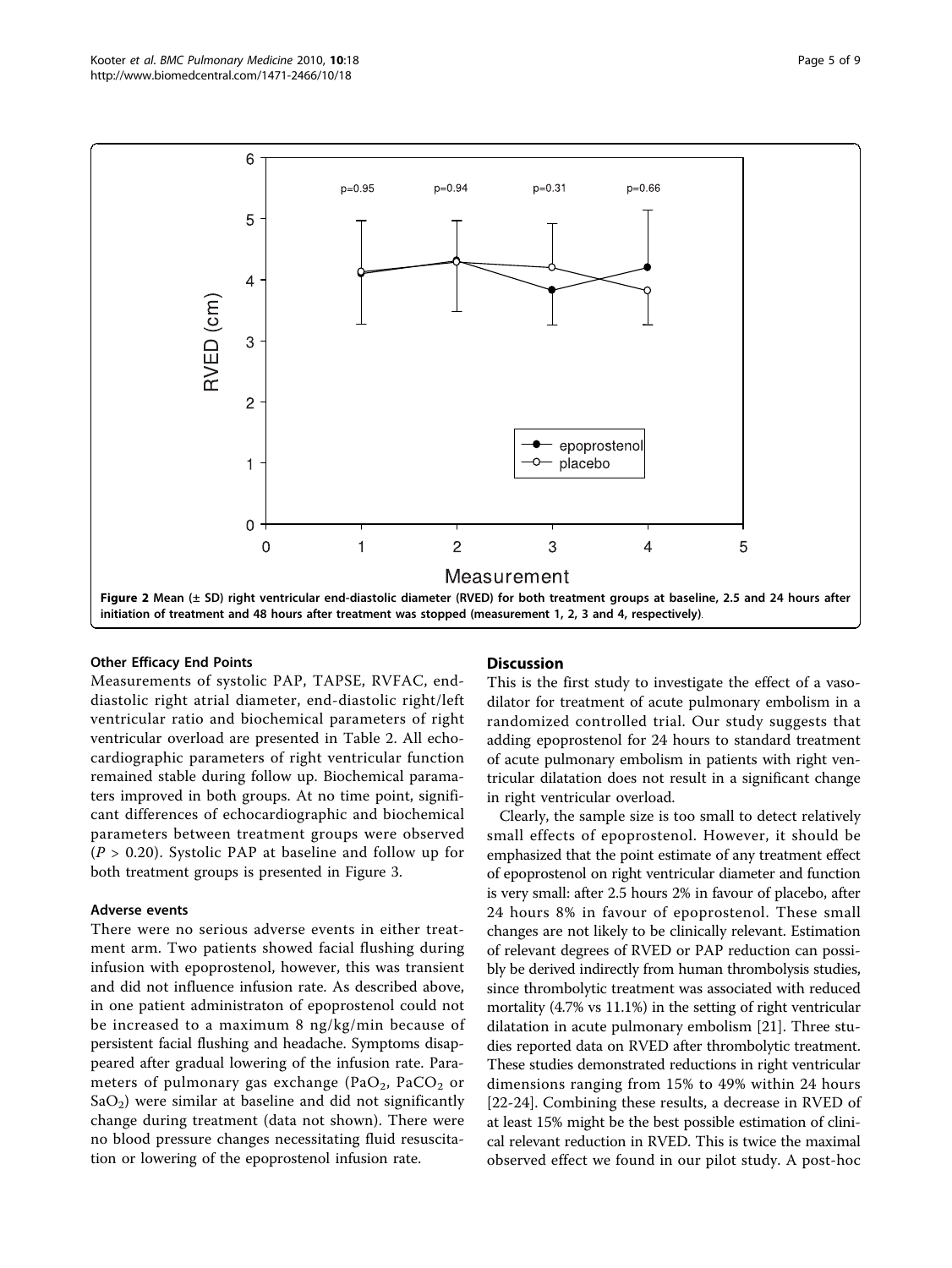Figure 2 Mean (± SD) right ventricular end-diastolic diameter (RVED) for both treatment groups at baseline, 2.5 and 24 hours after initiation of treatment and 48 hours after treatment was stopped (measurement 1, 2, 3 and 4, respectively).

### Other Efficacy End Points

Measurements of systolic PAP, TAPSE, RVFAC, end-diastolic right atrial diameter, end-diastolic right/left ventricular ratio and biochemical parameters of right ventricular overload are presented in Table 2. All echocardiographic parameters of right ventricular function remained stable during follow up. Biochemical paramaters improved in both groups. At no time point, significant differences of echocardiographic and biochemical parameters between treatment groups were observed ($P > 0.20$). Systolic PAP at baseline and follow up for both treatment groups is presented in Figure 3.

### Adverse events

There were no serious adverse events in either treatment arm. Two patients showed facial flushing during infusion with epoprostenol, however, this was transient and did not influence infusion rate. As described above, in one patient administraton of epoprostenol could not be increased to a maximum 8 ng/kg/min because of persistent facial flushing and headache. Symptoms disappeared after gradual lowering of the infusion rate. Parameters of pulmonary gas exchange ($PaO_2$, $PaCO_2$ or $SaO_2$) were similar at baseline and did not significantly change during treatment (data not shown). There were no blood pressure changes necessitating fluid resuscitation or lowering of the epoprostenol infusion rate.

## Discussion

This is the first study to investigate the effect of a vasodilator for treatment of acute pulmonary embolism in a randomized controlled trial. Our study suggests that adding epoprostenol for 24 hours to standard treatment of acute pulmonary embolism in patients with right ventricular dilatation does not result in a significant change in right ventricular overload.

Clearly, the sample size is too small to detect relatively small effects of epoprostenol. However, it should be emphasized that the point estimate of any treatment effect of epoprostenol on right ventricular diameter and function is very small: after 2.5 hours 2% in favour of placebo, after 24 hours 8% in favour of epoprostenol. These small changes are not likely to be clinically relevant. Estimation of relevant degrees of RVED or PAP reduction can possibly be derived indirectly from human thrombolysis studies, since thrombolytic treatment was associated with reduced mortality (4.7% vs 11.1%) in the setting of right ventricular dilatation in acute pulmonary embolism [21]. Three studies reported data on RVED after thrombolytic treatment. These studies demonstrated reductions in right ventricular dimensions ranging from 15% to 49% within 24 hours [22-24]. Combining these results, a decrease in RVED of at least 15% might be the best possible estimation of clinical relevant reduction in RVED. This is twice the maximal observed effect we found in our pilot study. A post-hoc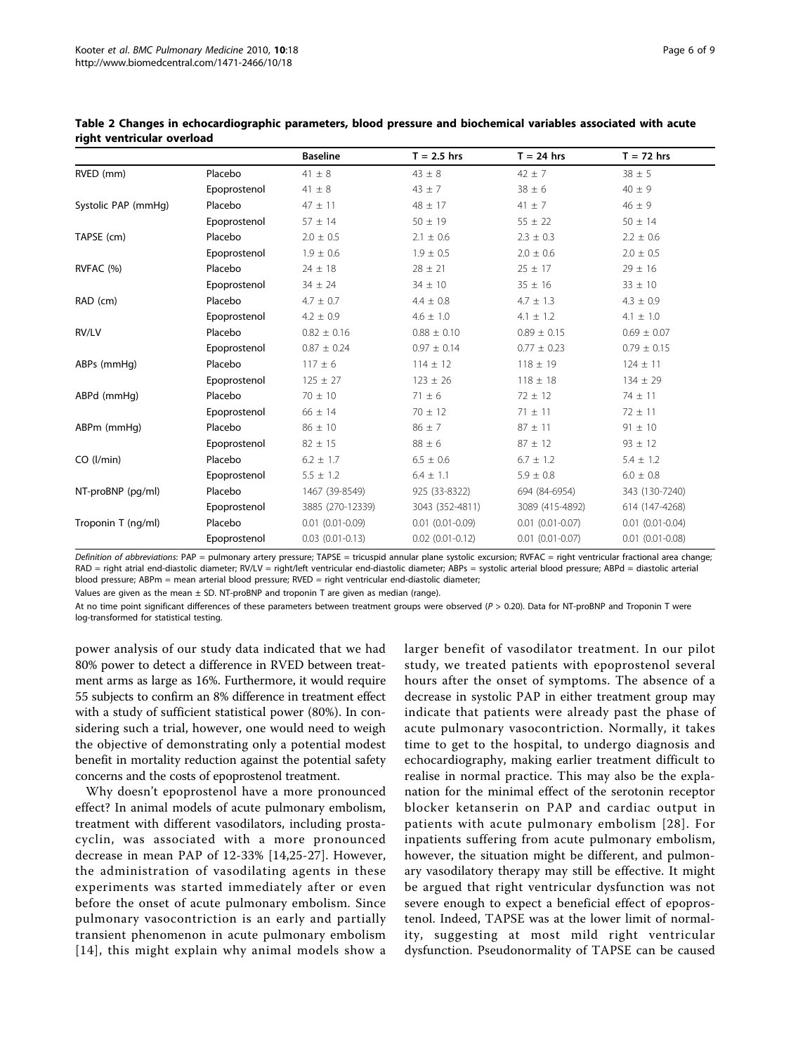**Table 2 Changes in echocardiographic parameters, blood pressure and biochemical variables associated with acute right ventricular overload**

| | | Baseline | T = 2.5 hrs | T = 24 hrs | T = 72 hrs |
|---|---|---|---|---|---|
| RVED (mm) | Placebo | 41 ± 8 | 43 ± 8 | 42 ± 7 | 38 ± 5 |
| | Epoprostenol | 41 ± 8 | 43 ± 7 | 38 ± 6 | 40 ± 9 |
| Systolic PAP (mmHg) | Placebo | 47 ± 11 | 48 ± 17 | 41 ± 7 | 46 ± 9 |
| | Epoprostenol | 57 ± 14 | 50 ± 19 | 55 ± 22 | 50 ± 14 |
| TAPSE (cm) | Placebo | 2.0 ± 0.5 | 2.1 ± 0.6 | 2.3 ± 0.3 | 2.2 ± 0.6 |
| | Epoprostenol | 1.9 ± 0.6 | 1.9 ± 0.5 | 2.0 ± 0.6 | 2.0 ± 0.5 |
| RVFAC (%) | Placebo | 24 ± 18 | 28 ± 21 | 25 ± 17 | 29 ± 16 |
| | Epoprostenol | 34 ± 24 | 34 ± 10 | 35 ± 16 | 33 ± 10 |
| RAD (cm) | Placebo | 4.7 ± 0.7 | 4.4 ± 0.8 | 4.7 ± 1.3 | 4.3 ± 0.9 |
| | Epoprostenol | 4.2 ± 0.9 | 4.6 ± 1.0 | 4.1 ± 1.2 | 4.1 ± 1.0 |
| RV/LV | Placebo | 0.82 ± 0.16 | 0.88 ± 0.10 | 0.89 ± 0.15 | 0.69 ± 0.07 |
| | Epoprostenol | 0.87 ± 0.24 | 0.97 ± 0.14 | 0.77 ± 0.23 | 0.79 ± 0.15 |
| ABPs (mmHg) | Placebo | 117 ± 6 | 114 ± 12 | 118 ± 19 | 124 ± 11 |
| | Epoprostenol | 125 ± 27 | 123 ± 26 | 118 ± 18 | 134 ± 29 |
| ABPd (mmHg) | Placebo | 70 ± 10 | 71 ± 6 | 72 ± 12 | 74 ± 11 |
| | Epoprostenol | 66 ± 14 | 70 ± 12 | 71 ± 11 | 72 ± 11 |
| ABPm (mmHg) | Placebo | 86 ± 10 | 86 ± 7 | 87 ± 11 | 91 ± 10 |
| | Epoprostenol | 82 ± 15 | 88 ± 6 | 87 ± 12 | 93 ± 12 |
| CO (l/min) | Placebo | 6.2 ± 1.7 | 6.5 ± 0.6 | 6.7 ± 1.2 | 5.4 ± 1.2 |
| | Epoprostenol | 5.5 ± 1.2 | 6.4 ± 1.1 | 5.9 ± 0.8 | 6.0 ± 0.8 |
| NT-proBNP (pg/ml) | Placebo | 1467 (39-8549) | 925 (33-8322) | 694 (84-6954) | 343 (130-7240) |
| | Epoprostenol | 3885 (270-12339) | 3043 (352-4811) | 3089 (415-4892) | 614 (147-4268) |
| Troponin T (ng/ml) | Placebo | 0.01 (0.01-0.09) | 0.01 (0.01-0.09) | 0.01 (0.01-0.07) | 0.01 (0.01-0.04) |
| | Epoprostenol | 0.03 (0.01-0.13) | 0.02 (0.01-0.12) | 0.01 (0.01-0.07) | 0.01 (0.01-0.08) |

*Definition of abbreviations*: PAP = pulmonary artery pressure; TAPSE = tricuspid annular plane systolic excursion; RVFAC = right ventricular fractional area change; RAD = right atrial end-diastolic diameter; RV/LV = right/left ventricular end-diastolic diameter; ABPs = systolic arterial blood pressure; ABPd = diastolic arterial blood pressure; ABPm = mean arterial blood pressure; RVED = right ventricular end-diastolic diameter;

Values are given as the mean ± SD. NT-proBNP and troponin T are given as median (range).

At no time point significant differences of these parameters between treatment groups were observed ($P > 0.20$). Data for NT-proBNP and Troponin T were log-transformed for statistical testing.

power analysis of our study data indicated that we had 80% power to detect a difference in RVED between treatment arms as large as 16%. Furthermore, it would require 55 subjects to confirm an 8% difference in treatment effect with a study of sufficient statistical power (80%). In considering such a trial, however, one would need to weigh the objective of demonstrating only a potential modest benefit in mortality reduction against the potential safety concerns and the costs of epoprostenol treatment.

Why doesn't epoprostenol have a more pronounced effect? In animal models of acute pulmonary embolism, treatment with different vasodilators, including prostacyclin, was associated with a more pronounced decrease in mean PAP of 12-33% [14,25-27]. However, the administration of vasodilating agents in these experiments was started immediately after or even before the onset of acute pulmonary embolism. Since pulmonary vasocontriction is an early and partially transient phenomenon in acute pulmonary embolism [14], this might explain why animal models show a larger benefit of vasodilator treatment. In our pilot study, we treated patients with epoprostenol several hours after the onset of symptoms. The absence of a decrease in systolic PAP in either treatment group may indicate that patients were already past the phase of acute pulmonary vasocontriction. Normally, it takes time to get to the hospital, to undergo diagnosis and echocardiography, making earlier treatment difficult to realise in normal practice. This may also be the explanation for the minimal effect of the serotonin receptor blocker ketanserin on PAP and cardiac output in patients with acute pulmonary embolism [28]. For inpatients suffering from acute pulmonary embolism, however, the situation might be different, and pulmonary vasodilatory therapy may still be effective. It might be argued that right ventricular dysfunction was not severe enough to expect a beneficial effect of epoprostenol. Indeed, TAPSE was at the lower limit of normality, suggesting at most mild right ventricular dysfunction. Pseudonormality of TAPSE can be caused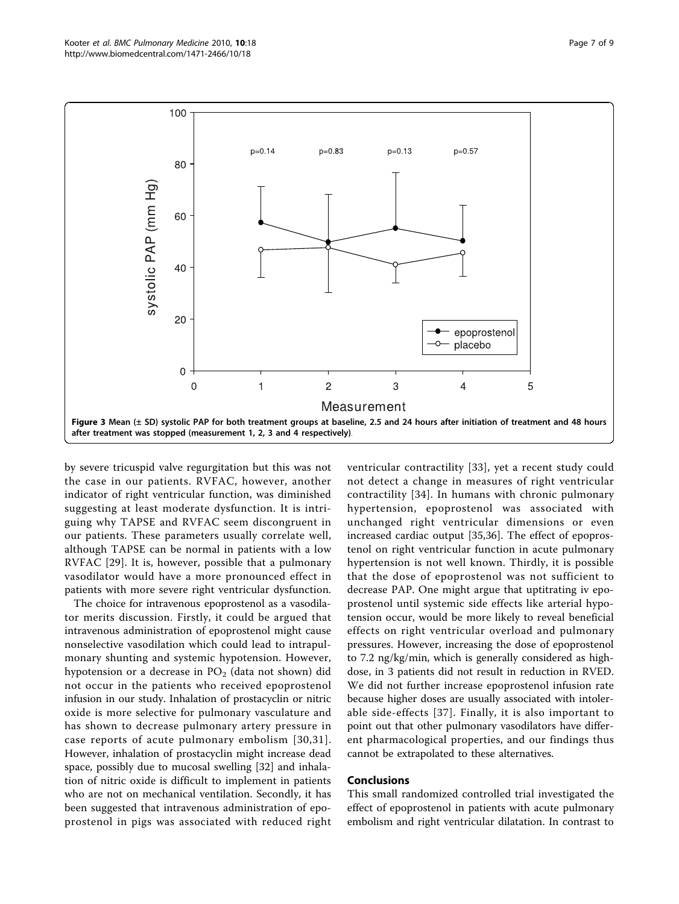Figure 3 Mean (± SD) systolic PAP for both treatment groups at baseline, 2.5 and 24 hours after initiation of treatment and 48 hours after treatment was stopped (measurement 1, 2, 3 and 4 respectively).

by severe tricuspid valve regurgitation but this was not the case in our patients. RVFAC, however, another indicator of right ventricular function, was diminished suggesting at least moderate dysfunction. It is intriguing why TAPSE and RVFAC seem discongruent in our patients. These parameters usually correlate well, although TAPSE can be normal in patients with a low RVFAC [29]. It is, however, possible that a pulmonary vasodilator would have a more pronounced effect in patients with more severe right ventricular dysfunction.

The choice for intravenous epoprostenol as a vasodilator merits discussion. Firstly, it could be argued that intravenous administration of epoprostenol might cause nonselective vasodilation which could lead to intrapulmonary shunting and systemic hypotension. However, hypotension or a decrease in $PO_2$ (data not shown) did not occur in the patients who received epoprostenol infusion in our study. Inhalation of prostacyclin or nitric oxide is more selective for pulmonary vasculature and has shown to decrease pulmonary artery pressure in case reports of acute pulmonary embolism [30,31]. However, inhalation of prostacyclin might increase dead space, possibly due to mucosal swelling [32] and inhalation of nitric oxide is difficult to implement in patients who are not on mechanical ventilation. Secondly, it has been suggested that intravenous administration of epoprostenol in pigs was associated with reduced right ventricular contractility [33], yet a recent study could not detect a change in measures of right ventricular contractility [34]. In humans with chronic pulmonary hypertension, epoprostenol was associated with unchanged right ventricular dimensions or even increased cardiac output [35,36]. The effect of epoprostenol on right ventricular function in acute pulmonary hypertension is not well known. Thirdly, it is possible that the dose of epoprostenol was not sufficient to decrease PAP. One might argue that uptitrating iv epoprostenol until systemic side effects like arterial hypotension occur, would be more likely to reveal beneficial effects on right ventricular overload and pulmonary pressures. However, increasing the dose of epoprostenol to 7.2 ng/kg/min, which is generally considered as high-dose, in 3 patients did not result in reduction in RVED. We did not further increase epoprostenol infusion rate because higher doses are usually associated with intolerable side-effects [37]. Finally, it is also important to point out that other pulmonary vasodilators have different pharmacological properties, and our findings thus cannot be extrapolated to these alternatives.

## Conclusions

This small randomized controlled trial investigated the effect of epoprostenol in patients with acute pulmonary embolism and right ventricular dilatation. In contrast to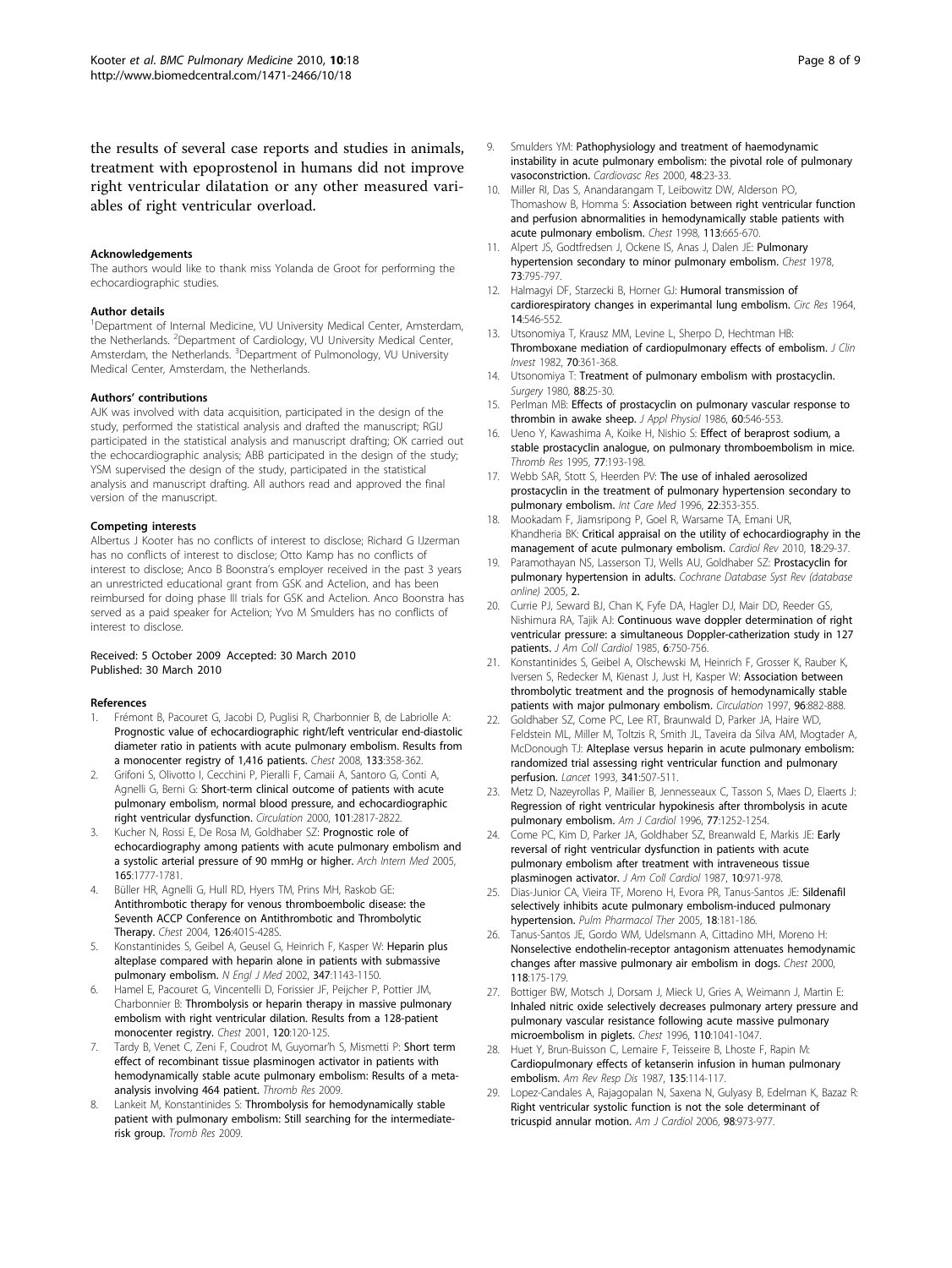the results of several case reports and studies in animals, treatment with epoprostenol in humans did not improve right ventricular dilatation or any other measured variables of right ventricular overload.

#### Acknowledgements

The authors would like to thank miss Yolanda de Groot for performing the echocardiographic studies.

#### Author details

[1]Department of Internal Medicine, VU University Medical Center, Amsterdam, the Netherlands. [2]Department of Cardiology, VU University Medical Center, Amsterdam, the Netherlands. [3]Department of Pulmonology, VU University Medical Center, Amsterdam, the Netherlands.

#### Authors' contributions

AJK was involved with data acquisition, participated in the design of the study, performed the statistical analysis and drafted the manuscript; RGIJ participated in the statistical analysis and manuscript drafting; OK carried out the echocardiographic analysis; ABB participated in the design of the study; YSM supervised the design of the study, participated in the statistical analysis and manuscript drafting. All authors read and approved the final version of the manuscript.

#### Competing interests

Albertus J Kooter has no conflicts of interest to disclose; Richard G IJzerman has no conflicts of interest to disclose; Otto Kamp has no conflicts of interest to disclose; Anco B Boonstra's employer received in the past 3 years an unrestricted educational grant from GSK and Actelion, and has been reimbursed for doing phase III trials for GSK and Actelion. Anco Boonstra has served as a paid speaker for Actelion; Yvo M Smulders has no conflicts of interest to disclose.

Received: 5 October 2009 Accepted: 30 March 2010
Published: 30 March 2010

#### References

1. Frémont B, Pacouret G, Jacobi D, Puglisi R, Charbonnier B, de Labriolle A: **Prognostic value of echocardiographic right/left ventricular end-diastolic diameter ratio in patients with acute pulmonary embolism. Results from a monocenter registry of 1,416 patients.** *Chest* 2008, **133**:358-362.
2. Grifoni S, Olivotto I, Cecchini P, Pieralli F, Camaii A, Santoro G, Conti A, Agnelli G, Berni G: **Short-term clinical outcome of patients with acute pulmonary embolism, normal blood pressure, and echocardiographic right ventricular dysfunction.** *Circulation* 2000, **101**:2817-2822.
3. Kucher N, Rossi E, De Rosa M, Goldhaber SZ: **Prognostic role of echocardiography among patients with acute pulmonary embolism and a systolic arterial pressure of 90 mmHg or higher.** *Arch Intern Med* 2005, **165**:1777-1781.
4. Büller HR, Agnelli G, Hull RD, Hyers TM, Prins MH, Raskob GE: **Antithrombotic therapy for venous thromboembolic disease: the Seventh ACCP Conference on Antithrombotic and Thrombolytic Therapy.** *Chest* 2004, **126**:401S-428S.
5. Konstantinides S, Geibel A, Heusel G, Heinrich F, Kasper W: **Heparin plus alteplase compared with heparin alone in patients with submassive pulmonary embolism.** *N Engl J Med* 2002, **347**:1143-1150.
6. Hamel E, Pacouret G, Vincentelli D, Forissier JF, Peijcher P, Pottier JM, Charbonnier B: **Thrombolysis or heparin therapy in massive pulmonary embolism with right ventricular dilation. Results from a 128-patient monocenter registry.** *Chest* 2001, **120**:120-125.
7. Tardy B, Venet C, Zeni F, Coudrot M, Guyomar'h S, Mismetti P: **Short term effect of recombinant tissue plasminogen activator in patients with hemodynamically stable acute pulmonary embolism: Results of a meta-analysis involving 464 patient.** *Thromb Res* 2009.
8. Lankeit M, Konstantinides S: **Thrombolysis for hemodynamically stable patient with pulmonary embolism: Still searching for the intermediate-risk group.** *Tromb Res* 2009.
9. Smulders YM: **Pathophysiology and treatment of haemodynamic instability in acute pulmonary embolism: the pivotal role of pulmonary vasoconstriction.** *Cardiovasc Res* 2000, **48**:23-33.
10. Miller RI, Das S, Anandarangam T, Leibowitz DW, Alderson PO, Thomashow B, Homma S: **Association between right ventricular function and perfusion abnormalities in hemodynamically stable patients with acute pulmonary embolism.** *Chest* 1998, **113**:665-670.
11. Alpert JS, Godtfredsen J, Ockene IS, Anas J, Dalen JE: **Pulmonary hypertension secondary to minor pulmonary embolism.** *Chest* 1978, **73**:795-797.
12. Halmagyi DF, Starzecki B, Horner GJ: **Humoral transmission of cardiorespiratory changes in experimantal lung embolism.** *Circ Res* 1964, **14**:546-552.
13. Utsonomiya T, Krausz MM, Levine L, Sherpo D, Hechtman HB: **Thromboxane mediation of cardiopulmonary effects of embolism.** *J Clin Invest* 1982, **70**:361-368.
14. Utsonomiya T: **Treatment of pulmonary embolism with prostacyclin.** *Surgery* 1980, **88**:25-30.
15. Perlman MB: **Effects of prostacyclin on pulmonary vascular response to thrombin in awake sheep.** *J Appl Physiol* 1986, **60**:546-553.
16. Ueno Y, Kawashima A, Koike H, Nishio S: **Effect of beraprost sodium, a stable prostacyclin analogue, on pulmonary thromboembolism in mice.** *Thromb Res* 1995, **77**:193-198.
17. Webb SAR, Stott S, Heerden PV: **The use of inhaled aerosolized prostacyclin in the treatment of pulmonary hypertension secondary to pulmonary embolism.** *Int Care Med* 1996, **22**:353-355.
18. Mookadam F, Jiamsripong P, Goel R, Warsame TA, Emani UR, Khandheria BK: **Critical appraisal on the utility of echocardiography in the management of acute pulmonary embolism.** *Cardiol Rev* 2010, **18**:29-37.
19. Paramothayan NS, Lasserson TJ, Wells AU, Goldhaber SZ: **Prostacyclin for pulmonary hypertension in adults.** *Cochrane Database Syst Rev (database online)* 2005, **2**.
20. Currie PJ, Seward BJ, Chan K, Fyfe DA, Hagler DJ, Mair DD, Reeder GS, Nishimura RA, Tajik AJ: **Continuous wave doppler determination of right ventricular pressure: a simultaneous Doppler-catherization study in 127 patients.** *J Am Coll Cardiol* 1985, **6**:750-756.
21. Konstantinides S, Geibel A, Olschewski M, Heinrich F, Grosser K, Rauber K, Iversen S, Redecker M, Kienast J, Just H, Kasper W: **Association between thrombolytic treatment and the prognosis of hemodynamically stable patients with major pulmonary embolism.** *Circulation* 1997, **96**:882-888.
22. Goldhaber SZ, Come PC, Lee RT, Braunwald D, Parker JA, Haire WD, Feldstein ML, Miller M, Toltzis R, Smith JL, Taveira da Silva AM, Mogtader A, McDonough TJ: **Alteplase versus heparin in acute pulmonary embolism: randomized trial assessing right ventricular function and pulmonary perfusion.** *Lancet* 1993, **341**:507-511.
23. Metz D, Nazeyrollas P, Mailier B, Jennesseaux C, Tasson S, Maes D, Elaerts J: **Regression of right ventricular hypokinesis after thrombolysis in acute pulmonary embolism.** *Am J Cardiol* 1996, **77**:1252-1254.
24. Come PC, Kim D, Parker JA, Goldhaber SZ, Breanwald E, Markis JE: **Early reversal of right ventricular dysfunction in patients with acute pulmonary embolism after treatment with intraveneous tissue plasminogen activator.** *J Am Coll Cardiol* 1987, **10**:971-978.
25. Dias-Junior CA, Vieira TF, Moreno H, Evora PR, Tanus-Santos JE: **Sildenafil selectively inhibits acute pulmonary embolism-induced pulmonary hypertension.** *Pulm Pharmacol Ther* 2005, **18**:181-186.
26. Tanus-Santos JE, Gordo WM, Udelsmann A, Cittadino MH, Moreno H: **Nonselective endothelin-receptor antagonism attenuates hemodynamic changes after massive pulmonary air embolism in dogs.** *Chest* 2000, **118**:175-179.
27. Bottiger BW, Motsch J, Dorsam J, Mieck U, Gries A, Weimann J, Martin E: **Inhaled nitric oxide selectively decreases pulmonary artery pressure and pulmonary vascular resistance following acute massive pulmonary microembolism in piglets.** *Chest* 1996, **110**:1041-1047.
28. Huet Y, Brun-Buisson C, Lemaire F, Teisseire B, Lhoste F, Rapin M: **Cardiopulmonary effects of ketanserin infusion in human pulmonary embolism.** *Am Rev Resp Dis* 1987, **135**:114-117.
29. Lopez-Candales A, Rajagopalan N, Saxena N, Gulyasy B, Edelman K, Bazaz R: **Right ventricular systolic function is not the sole determinant of tricuspid annular motion.** *Am J Cardiol* 2006, **98**:973-977.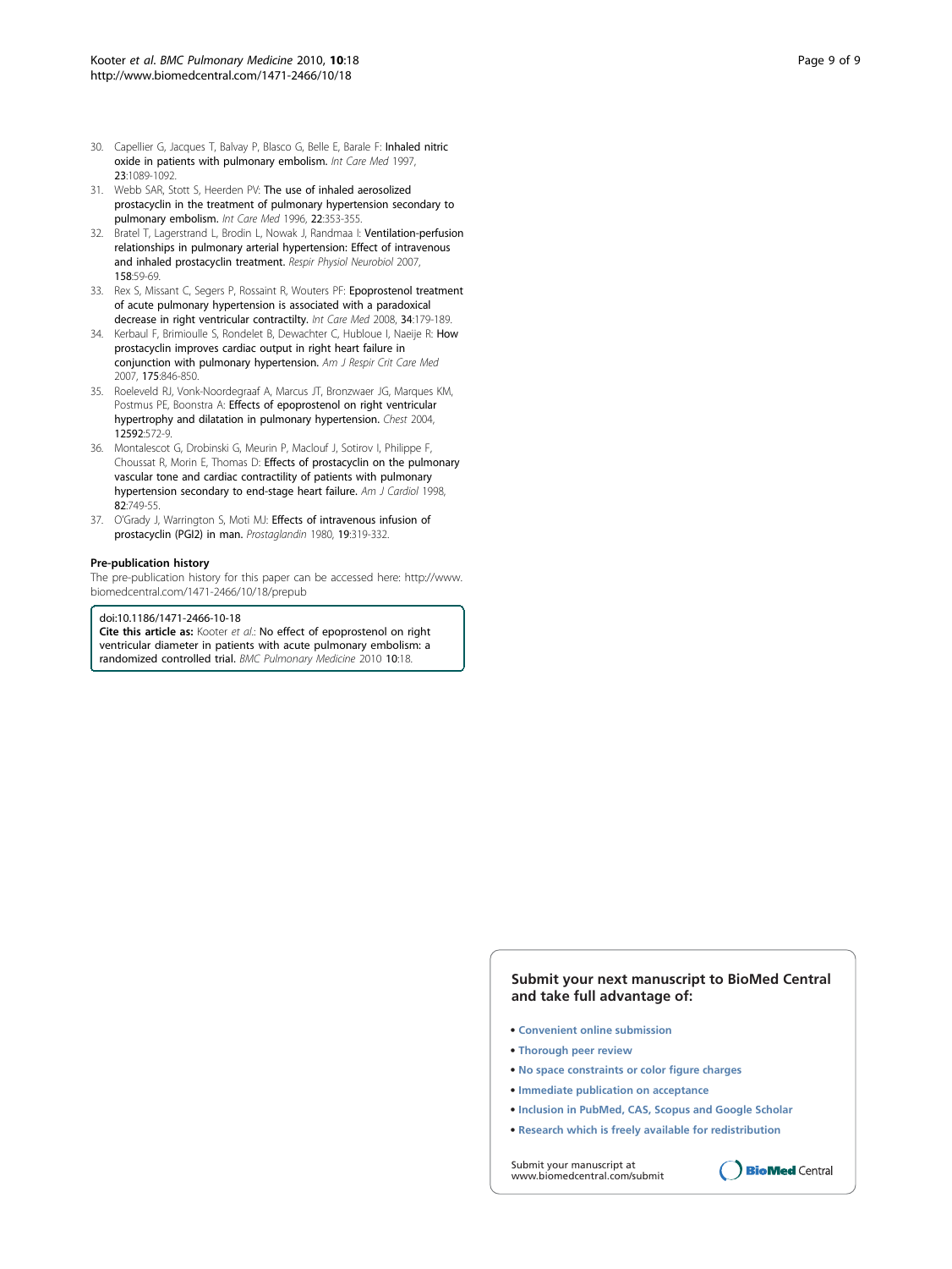30. Capellier G, Jacques T, Balvay P, Blasco G, Belle E, Barale F: **Inhaled nitric oxide in patients with pulmonary embolism.** *Int Care Med* 1997, **23**:1089-1092.
31. Webb SAR, Stott S, Heerden PV: **The use of inhaled aerosolized prostacyclin in the treatment of pulmonary hypertension secondary to pulmonary embolism.** *Int Care Med* 1996, **22**:353-355.
32. Bratel T, Lagerstrand L, Brodin L, Nowak J, Randmaa I: **Ventilation-perfusion relationships in pulmonary arterial hypertension: Effect of intravenous and inhaled prostacyclin treatment.** *Respir Physiol Neurobiol* 2007, **158**:59-69.
33. Rex S, Missant C, Segers P, Rossaint R, Wouters PF: **Epoprostenol treatment of acute pulmonary hypertension is associated with a paradoxical decrease in right ventricular contractilty.** *Int Care Med* 2008, **34**:179-189.
34. Kerbaul F, Brimioulle S, Rondelet B, Dewachter C, Hubloue I, Naeije R: **How prostacyclin improves cardiac output in right heart failure in conjunction with pulmonary hypertension.** *Am J Respir Crit Care Med* 2007, **175**:846-850.
35. Roeleveld RJ, Vonk-Noordegraaf A, Marcus JT, Bronzwaer JG, Marques KM, Postmus PE, Boonstra A: **Effects of epoprostenol on right ventricular hypertrophy and dilatation in pulmonary hypertension.** *Chest* 2004, **12592**:572-9.
36. Montalescot G, Drobinski G, Meurin P, Maclouf J, Sotirov I, Philippe F, Choussat R, Morin E, Thomas D: **Effects of prostacyclin on the pulmonary vascular tone and cardiac contractility of patients with pulmonary hypertension secondary to end-stage heart failure.** *Am J Cardiol* 1998, **82**:749-55.
37. O'Grady J, Warrington S, Moti MJ: **Effects of intravenous infusion of prostacyclin (PGI2) in man.** *Prostaglandin* 1980, **19**:319-332.

#### Pre-publication history

The pre-publication history for this paper can be accessed here: http://www.biomedcentral.com/1471-2466/10/18/prepub

doi:10.1186/1471-2466-10-18

**Cite this article as:** Kooter *et al.*: No effect of epoprostenol on right ventricular diameter in patients with acute pulmonary embolism: a randomized controlled trial. *BMC Pulmonary Medicine* 2010 **10**:18.

**Submit your next manuscript to BioMed Central and take full advantage of:**

- Convenient online submission
- Thorough peer review
- No space constraints or color figure charges
- Immediate publication on acceptance
- Inclusion in PubMed, CAS, Scopus and Google Scholar
- Research which is freely available for redistribution

Submit your manuscript at www.biomedcentral.com/submit

BioMed Central